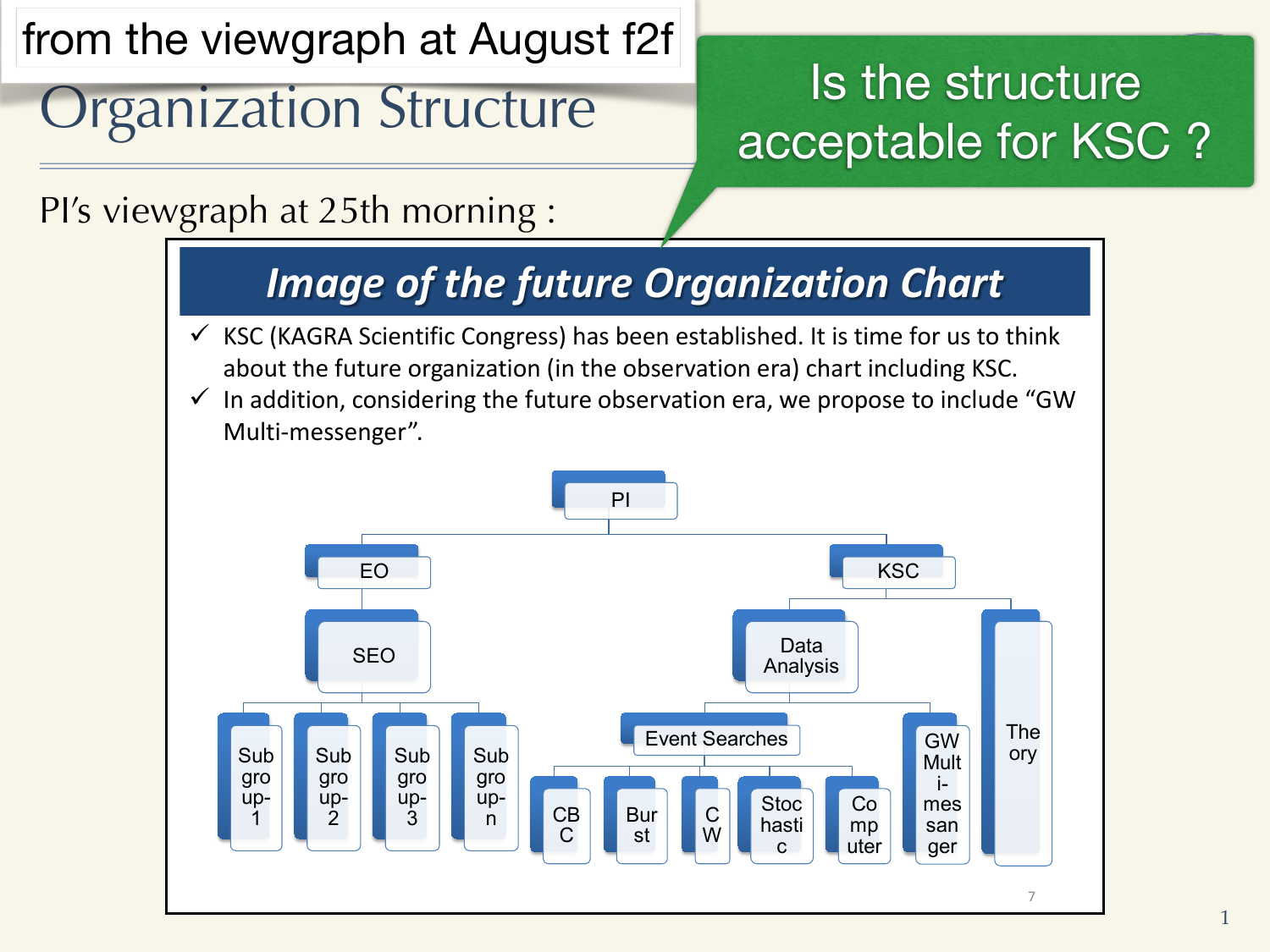from the viewgraph at August f2f

# Organization Structure

Is the structure acceptable for KSC ?

PI's viewgraph at 25th morning :

## *Image of the future Organization Chart*

- ✓ KSC (KAGRA Scientific Congress) has been established. It is time for us to think about the future organization (in the observation era) chart including KSC.
- ✓ In addition, considering the future observation era, we propose to include "GW Multi-messenger".

- PI
  - EO
    - SEO
      - Subgroup-1
      - Subgroup-2
      - Subgroup-3
      - Subgroup-n
  - KSC
    - Data Analysis
      - Event Searches
        - CBC
        - Burst
        - CW
        - Stochastic
        - Computer
      - GW Multi-messanger
    - Theory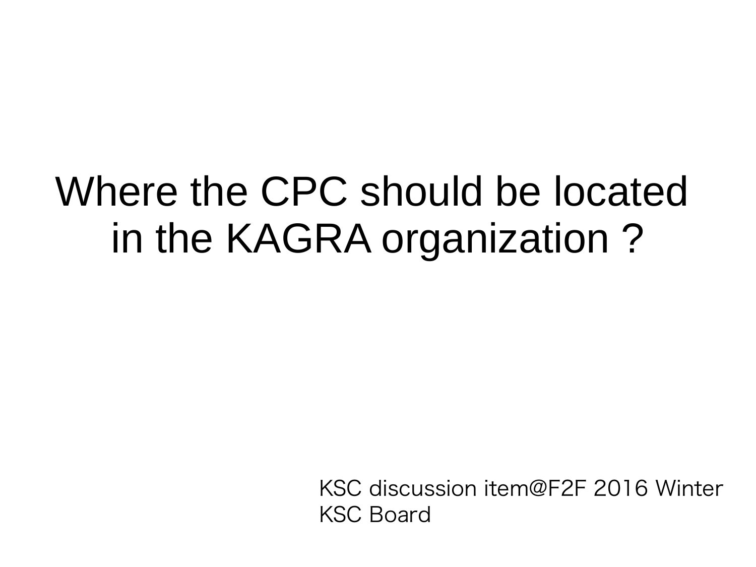# Where the CPC should be located in the KAGRA organization ?

KSC discussion item@F2F 2016 Winter
KSC Board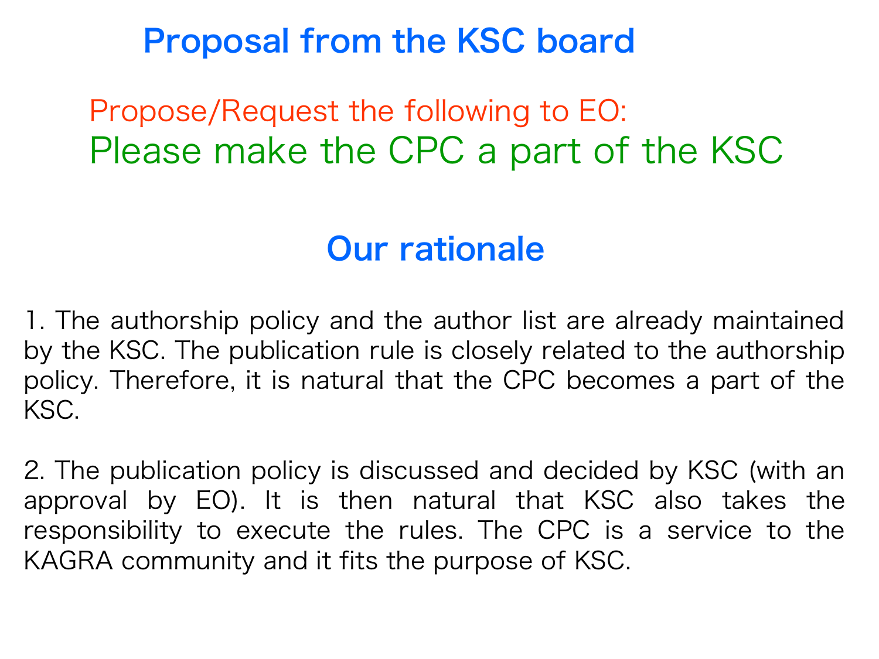# Proposal from the KSC board

Propose/Request the following to EO:

Please make the CPC a part of the KSC

## Our rationale

1. The authorship policy and the author list are already maintained by the KSC. The publication rule is closely related to the authorship policy. Therefore, it is natural that the CPC becomes a part of the KSC.

2. The publication policy is discussed and decided by KSC (with an approval by EO). It is then natural that KSC also takes the responsibility to execute the rules. The CPC is a service to the KAGRA community and it fits the purpose of KSC.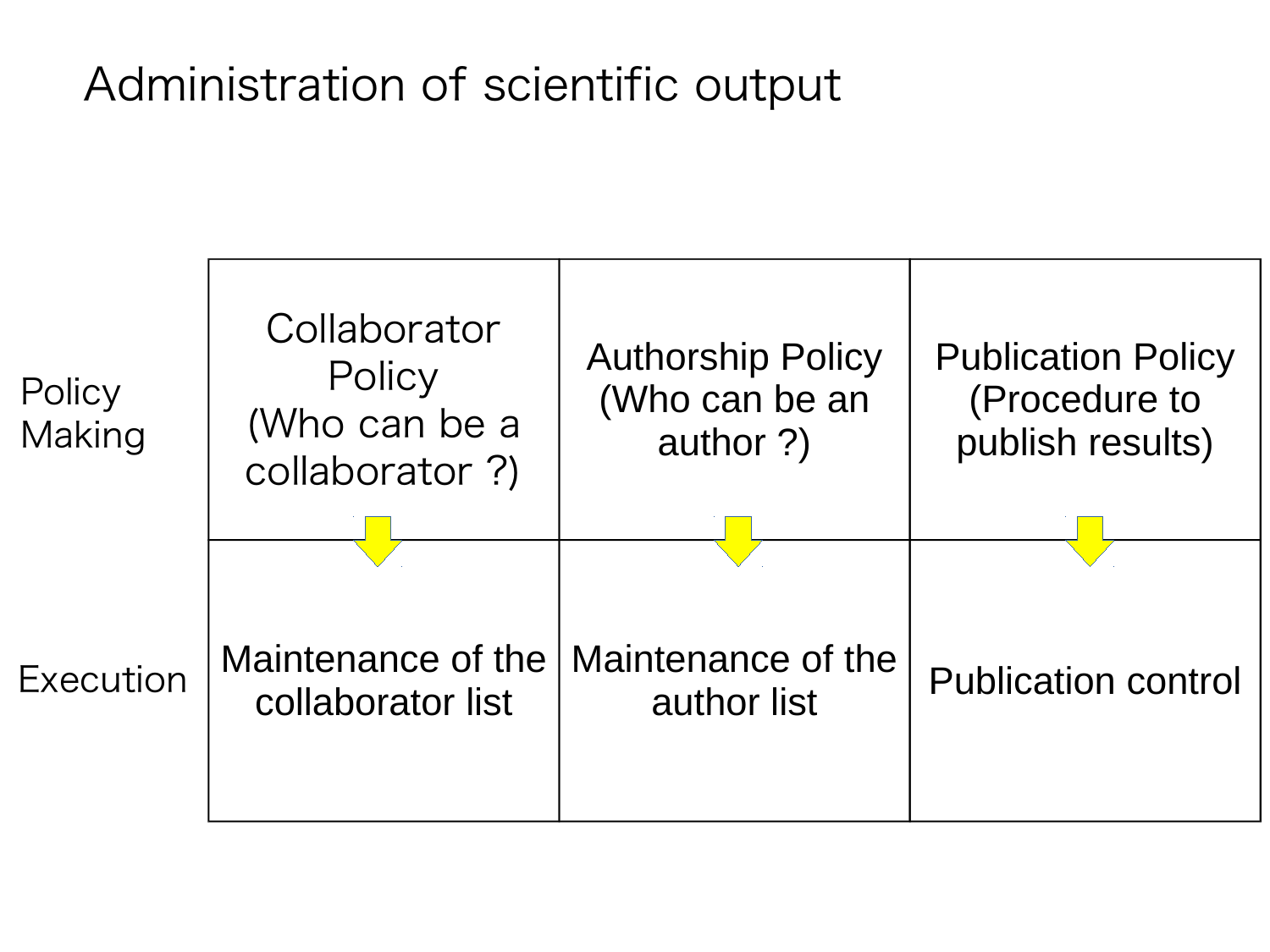# Administration of scientific output

| | | | |
|---|---|---|---|
| Policy Making | Collaborator Policy (Who can be a collaborator ?) | Authorship Policy (Who can be an author ?) | Publication Policy (Procedure to publish results) |
| Execution | Maintenance of the collaborator list | Maintenance of the author list | Publication control |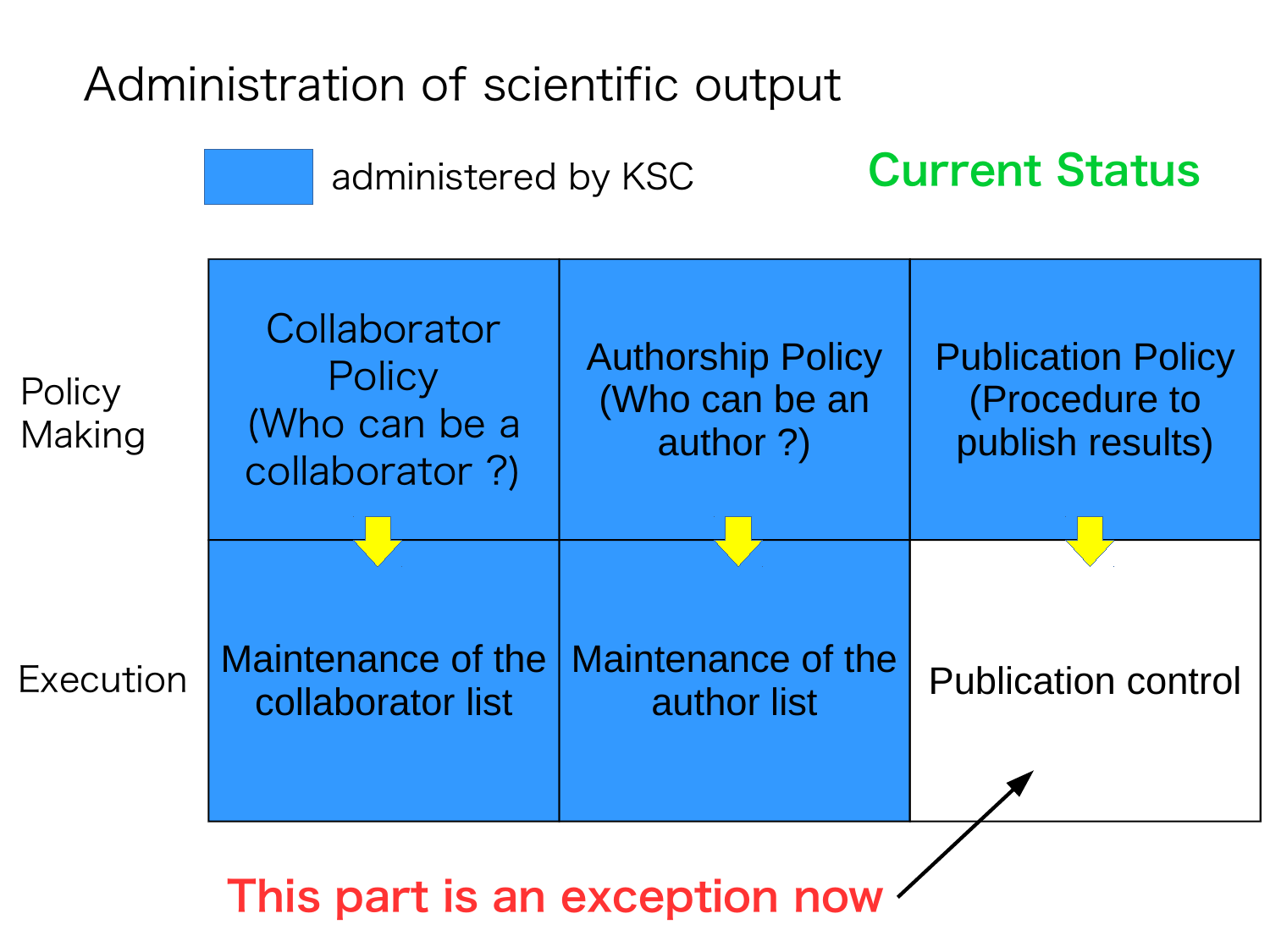# Administration of scientific output

**Current Status**

(Blue = administered by KSC)

| | Collaborator Policy | Authorship Policy | Publication Policy |
|---|---|---|---|
| Policy Making | Collaborator Policy (Who can be a collaborator ?) | Authorship Policy (Who can be an author ?) | Publication Policy (Procedure to publish results) |
| Execution | Maintenance of the collaborator list | Maintenance of the author list | Publication control |

Administered by KSC: all cells except "Publication control".

**This part is an exception now** → Publication control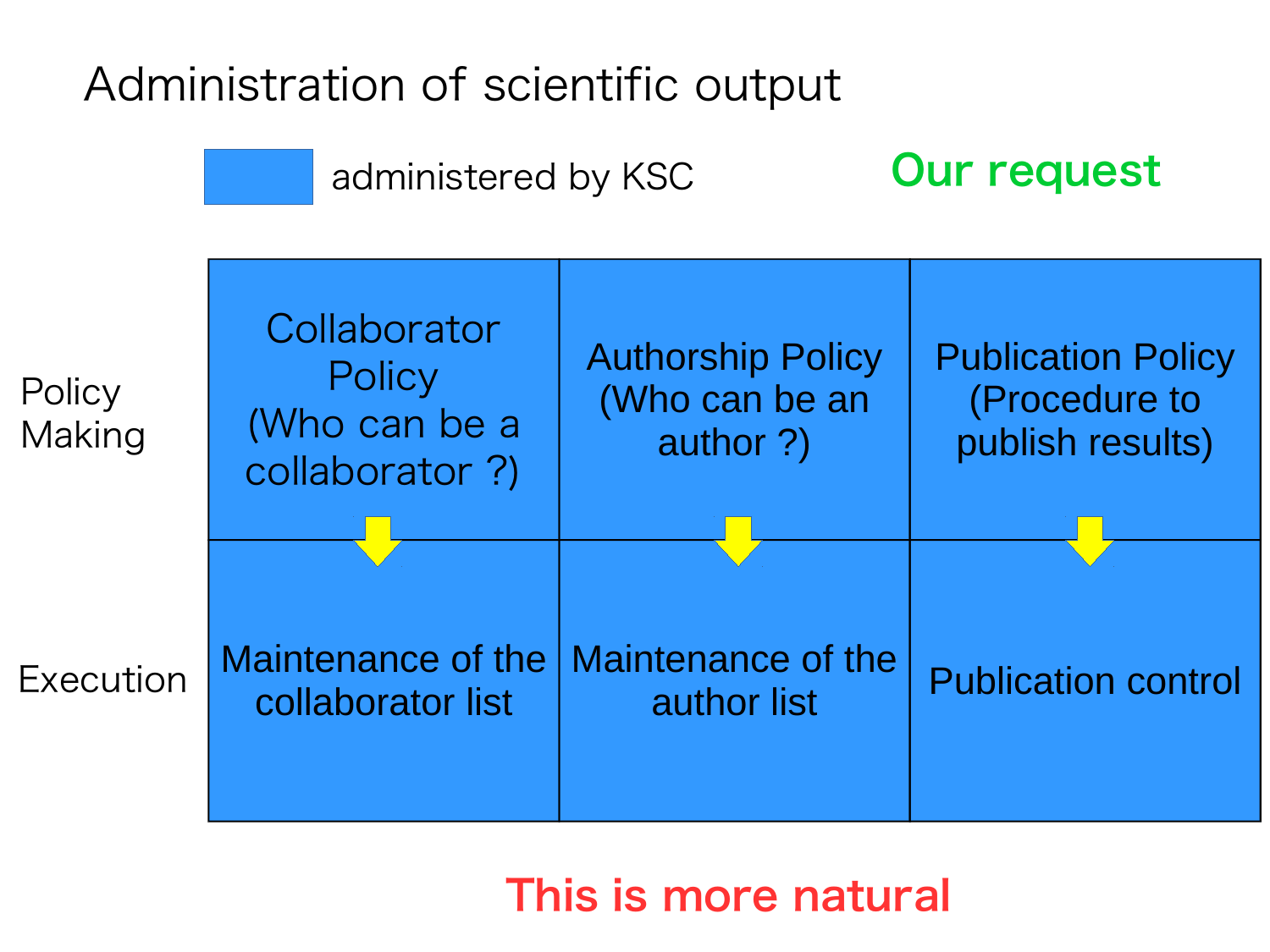# Administration of scientific output

administered by KSC

**Our request**

| | Collaborator Policy (Who can be a collaborator ?) | Authorship Policy (Who can be an author ?) | Publication Policy (Procedure to publish results) |
|---|---|---|---|
| Policy Making | Collaborator Policy (Who can be a collaborator ?) | Authorship Policy (Who can be an author ?) | Publication Policy (Procedure to publish results) |
| Execution | Maintenance of the collaborator list | Maintenance of the author list | Publication control |

**This is more natural**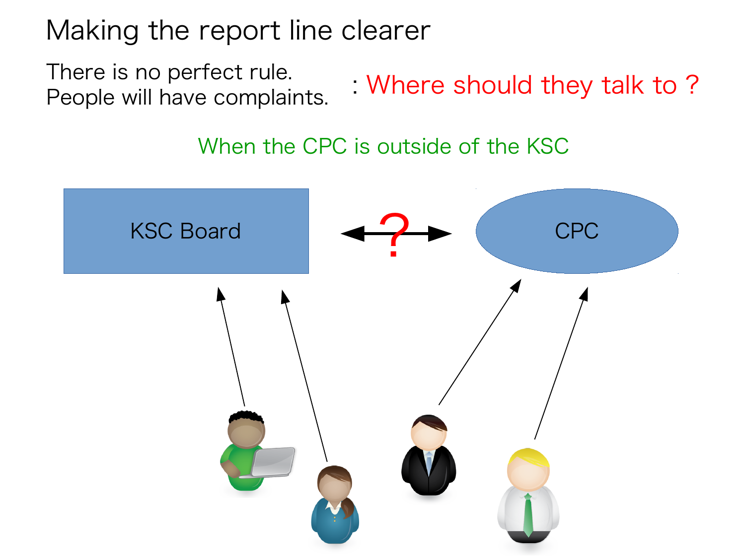# Making the report line clearer

There is no perfect rule.
People will have complaints.

: Where should they talk to ?

When the CPC is outside of the KSC

KSC Board

?

CPC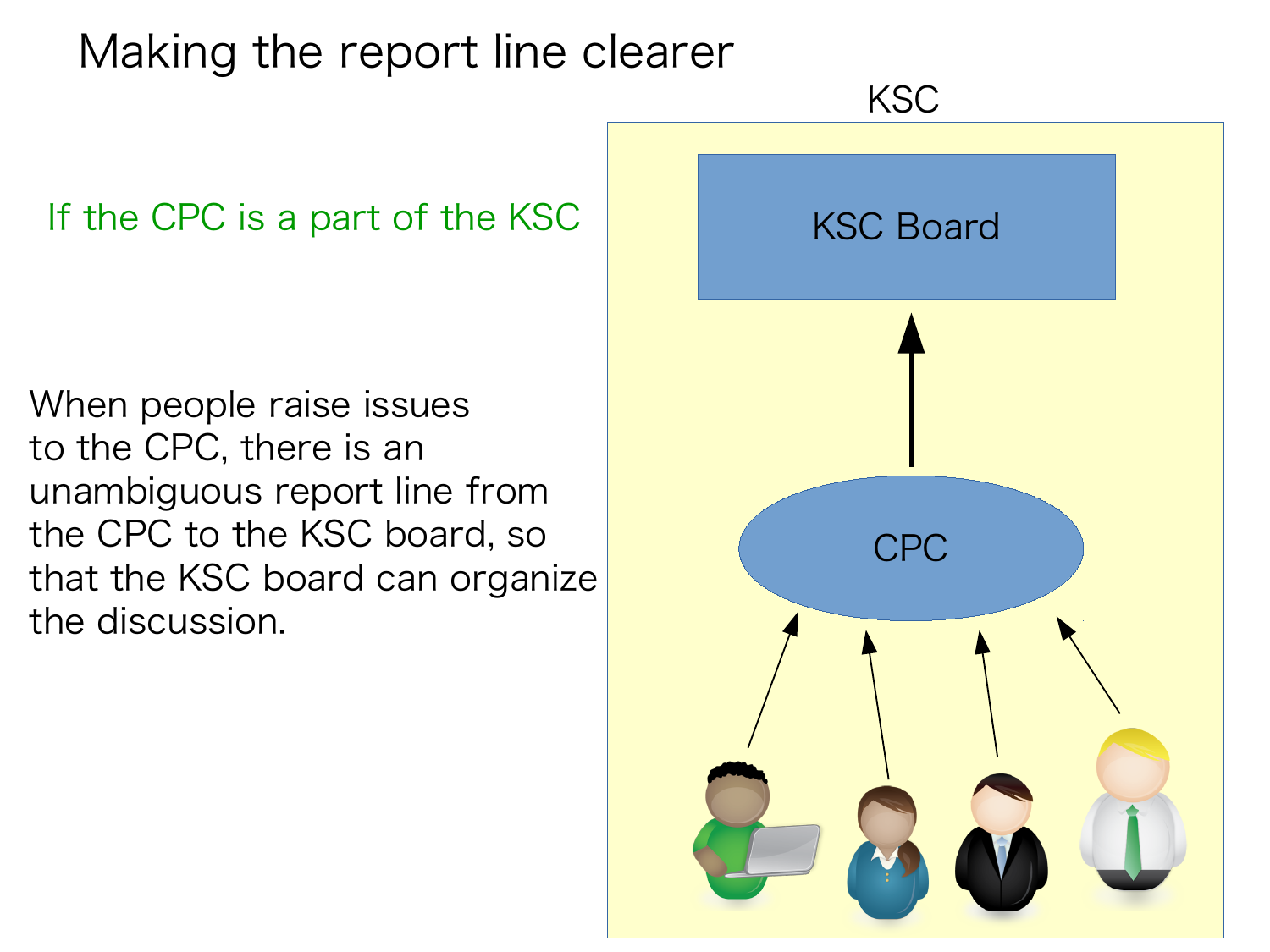# Making the report line clearer

If the CPC is a part of the KSC

When people raise issues to the CPC, there is an unambiguous report line from the CPC to the KSC board, so that the KSC board can organize the discussion.

KSC

KSC Board

CPC